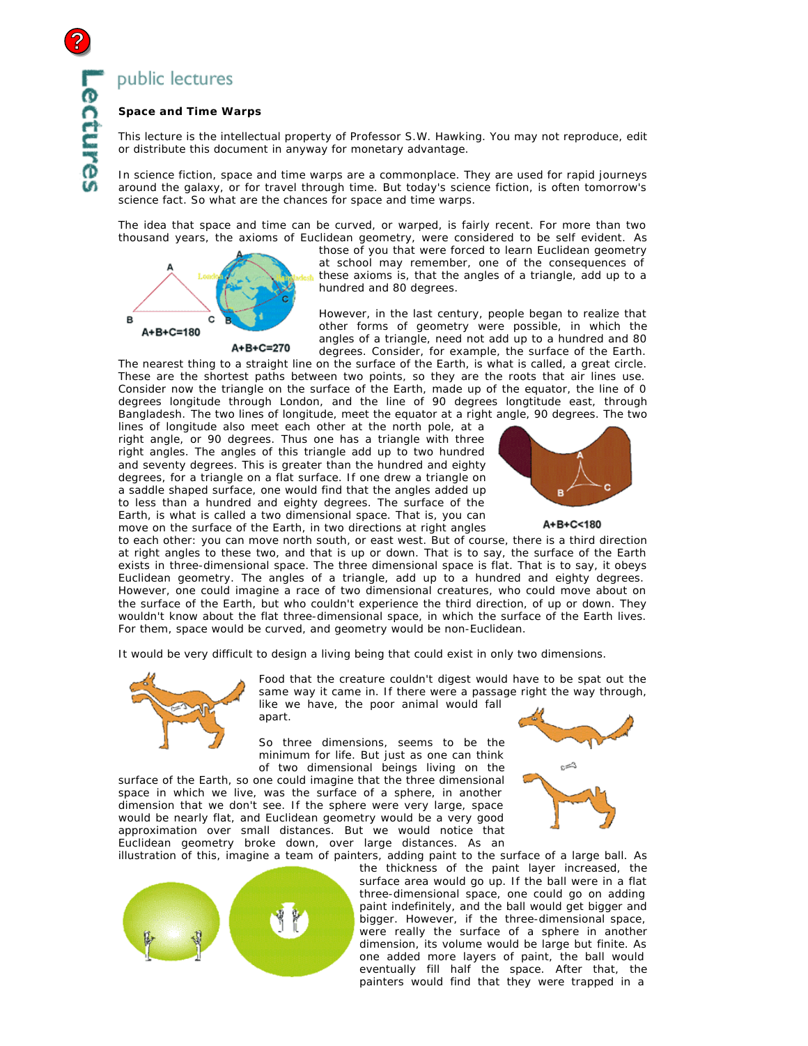# public lectures

## Space and Time Warps

This lecture is the intellectual property of Professor S.W. Hawking. You may not reproduce, edit or distribute this document in anyway for monetary advantage.

In science fiction, space and time warps are a commonplace. They are used for rapid journeys around the galaxy, or for travel through time. But today's science fiction, is often tomorrow's science fact. So what are the chances for space and time warps.

The idea that space and time can be curved, or warped, is fairly recent. For more than two thousand years, the axioms of Euclidean geometry, were considered to be self evident. As those of you that were forced to learn Euclidean geometry at school may remember, one of the consequences of these axioms is, that the angles of a triangle, add up to a hundred and 80 degrees.

A+B+C=180

A+B+C=270

However, in the last century, people began to realize that other forms of geometry were possible, in which the angles of a triangle, need not add up to a hundred and 80 degrees. Consider, for example, the surface of the Earth. The nearest thing to a straight line on the surface of the Earth, is what is called, a great circle. These are the shortest paths between two points, so they are the roots that air lines use. Consider now the triangle on the surface of the Earth, made up of the equator, the line of 0 degrees longitude through London, and the line of 90 degrees longtitude east, through Bangladesh. The two lines of longitude, meet the equator at a right angle, 90 degrees. The two lines of longitude also meet each other at the north pole, at a right angle, or 90 degrees. Thus one has a triangle with three right angles. The angles of this triangle add up to two hundred and seventy degrees. This is greater than the hundred and eighty degrees, for a triangle on a flat surface. If one drew a triangle on a saddle shaped surface, one would find that the angles added up to less than a hundred and eighty degrees. The surface of the Earth, is what is called a two dimensional space. That is, you can move on the surface of the Earth, in two directions at right angles to each other: you can move north south, or east west. But of course, there is a third direction at right angles to these two, and that is up or down. That is to say, the surface of the Earth exists in three-dimensional space. The three dimensional space is flat. That is to say, it obeys Euclidean geometry. The angles of a triangle, add up to a hundred and eighty degrees. However, one could imagine a race of two dimensional creatures, who could move about on the surface of the Earth, but who couldn't experience the third direction, of up or down. They wouldn't know about the flat three-dimensional space, in which the surface of the Earth lives. For them, space would be curved, and geometry would be non-Euclidean.

A+B+C<180

It would be very difficult to design a living being that could exist in only two dimensions.

Food that the creature couldn't digest would have to be spat out the same way it came in. If there were a passage right the way through, like we have, the poor animal would fall apart.

So three dimensions, seems to be the minimum for life. But just as one can think of two dimensional beings living on the surface of the Earth, so one could imagine that the three dimensional space in which we live, was the surface of a sphere, in another dimension that we don't see. If the sphere were very large, space would be nearly flat, and Euclidean geometry would be a very good approximation over small distances. But we would notice that Euclidean geometry broke down, over large distances. As an illustration of this, imagine a team of painters, adding paint to the surface of a large ball. As the thickness of the paint layer increased, the surface area would go up. If the ball were in a flat three-dimensional space, one could go on adding paint indefinitely, and the ball would get bigger and bigger. However, if the three-dimensional space, were really the surface of a sphere in another dimension, its volume would be large but finite. As one added more layers of paint, the ball would eventually fill half the space. After that, the painters would find that they were trapped in a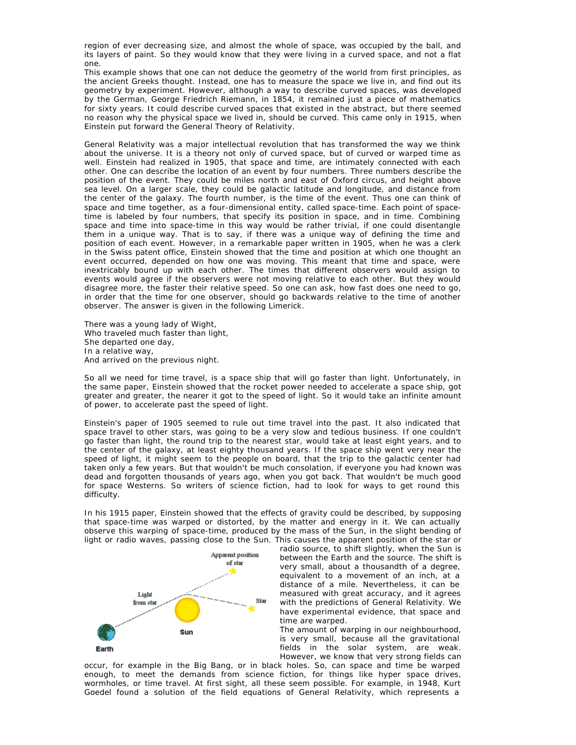region of ever decreasing size, and almost the whole of space, was occupied by the ball, and its layers of paint. So they would know that they were living in a curved space, and not a flat one.

This example shows that one can not deduce the geometry of the world from first principles, as the ancient Greeks thought. Instead, one has to measure the space we live in, and find out its geometry by experiment. However, although a way to describe curved spaces, was developed by the German, George Friedrich Riemann, in 1854, it remained just a piece of mathematics for sixty years. It could describe curved spaces that existed in the abstract, but there seemed no reason why the physical space we lived in, should be curved. This came only in 1915, when Einstein put forward the General Theory of Relativity.

General Relativity was a major intellectual revolution that has transformed the way we think about the universe. It is a theory not only of curved space, but of curved or warped time as well. Einstein had realized in 1905, that space and time, are intimately connected with each other. One can describe the location of an event by four numbers. Three numbers describe the position of the event. They could be miles north and east of Oxford circus, and height above sea level. On a larger scale, they could be galactic latitude and longitude, and distance from the center of the galaxy. The fourth number, is the time of the event. Thus one can think of space and time together, as a four-dimensional entity, called space-time. Each point of space-time is labeled by four numbers, that specify its position in space, and in time. Combining space and time into space-time in this way would be rather trivial, if one could disentangle them in a unique way. That is to say, if there was a unique way of defining the time and position of each event. However, in a remarkable paper written in 1905, when he was a clerk in the Swiss patent office, Einstein showed that the time and position at which one thought an event occurred, depended on how one was moving. This meant that time and space, were inextricably bound up with each other. The times that different observers would assign to events would agree if the observers were not moving relative to each other. But they would disagree more, the faster their relative speed. So one can ask, how fast does one need to go, in order that the time for one observer, should go backwards relative to the time of another observer. The answer is given in the following Limerick.

There was a young lady of Wight,
Who traveled much faster than light,
She departed one day,
In a relative way,
And arrived on the previous night.

So all we need for time travel, is a space ship that will go faster than light. Unfortunately, in the same paper, Einstein showed that the rocket power needed to accelerate a space ship, got greater and greater, the nearer it got to the speed of light. So it would take an infinite amount of power, to accelerate past the speed of light.

Einstein's paper of 1905 seemed to rule out time travel into the past. It also indicated that space travel to other stars, was going to be a very slow and tedious business. If one couldn't go faster than light, the round trip to the nearest star, would take at least eight years, and to the center of the galaxy, at least eighty thousand years. If the space ship went very near the speed of light, it might seem to the people on board, that the trip to the galactic center had taken only a few years. But that wouldn't be much consolation, if everyone you had known was dead and forgotten thousands of years ago, when you got back. That wouldn't be much good for space Westerns. So writers of science fiction, had to look for ways to get round this difficulty.

In his 1915 paper, Einstein showed that the effects of gravity could be described, by supposing that space-time was warped or distorted, by the matter and energy in it. We can actually observe this warping of space-time, produced by the mass of the Sun, in the slight bending of light or radio waves, passing close to the Sun. This causes the apparent position of the star or radio source, to shift slightly, when the Sun is between the Earth and the source. The shift is very small, about a thousandth of a degree, equivalent to a movement of an inch, at a distance of a mile. Nevertheless, it can be measured with great accuracy, and it agrees with the predictions of General Relativity. We have experimental evidence, that space and time are warped.

Apparent position of star

Light from star

Star

Sun

Earth

The amount of warping in our neighbourhood, is very small, because all the gravitational fields in the solar system, are weak. However, we know that very strong fields can occur, for example in the Big Bang, or in black holes. So, can space and time be warped enough, to meet the demands from science fiction, for things like hyper space drives, wormholes, or time travel. At first sight, all these seem possible. For example, in 1948, Kurt Goedel found a solution of the field equations of General Relativity, which represents a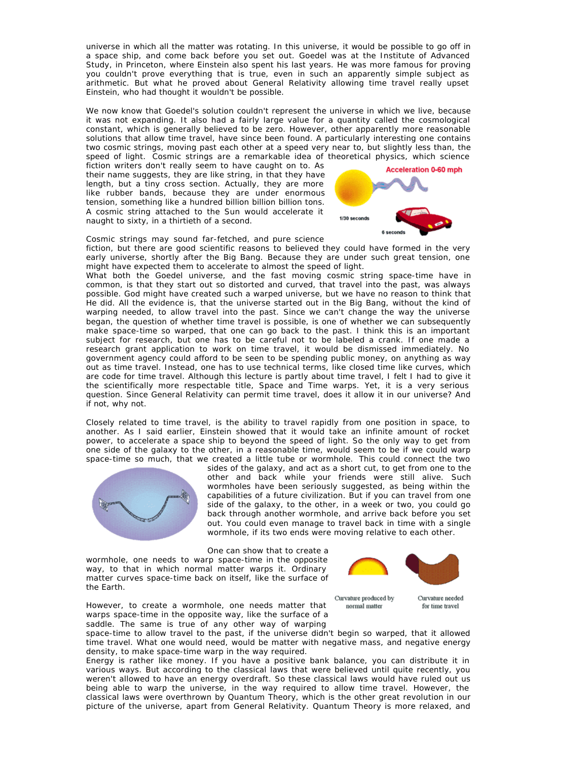universe in which all the matter was rotating. In this universe, it would be possible to go off in a space ship, and come back before you set out. Goedel was at the Institute of Advanced Study, in Princeton, where Einstein also spent his last years. He was more famous for proving you couldn't prove everything that is true, even in such an apparently simple subject as arithmetic. But what he proved about General Relativity allowing time travel really upset Einstein, who had thought it wouldn't be possible.

We now know that Goedel's solution couldn't represent the universe in which we live, because it was not expanding. It also had a fairly large value for a quantity called the cosmological constant, which is generally believed to be zero. However, other apparently more reasonable solutions that allow time travel, have since been found. A particularly interesting one contains two cosmic strings, moving past each other at a speed very near to, but slightly less than, the speed of light. Cosmic strings are a remarkable idea of theoretical physics, which science fiction writers don't really seem to have caught on to. As their name suggests, they are like string, in that they have length, but a tiny cross section. Actually, they are more like rubber bands, because they are under enormous tension, something like a hundred billion billion billion tons. A cosmic string attached to the Sun would accelerate it naught to sixty, in a thirtieth of a second.

Acceleration 0-60 mph

1/30 seconds

6 seconds

Cosmic strings may sound far-fetched, and pure science fiction, but there are good scientific reasons to believed they could have formed in the very early universe, shortly after the Big Bang. Because they are under such great tension, one might have expected them to accelerate to almost the speed of light.

What both the Goedel universe, and the fast moving cosmic string space-time have in common, is that they start out so distorted and curved, that travel into the past, was always possible. God might have created such a warped universe, but we have no reason to think that He did. All the evidence is, that the universe started out in the Big Bang, without the kind of warping needed, to allow travel into the past. Since we can't change the way the universe began, the question of whether time travel is possible, is one of whether we can subsequently make space-time so warped, that one can go back to the past. I think this is an important subject for research, but one has to be careful not to be labeled a crank. If one made a research grant application to work on time travel, it would be dismissed immediately. No government agency could afford to be seen to be spending public money, on anything as way out as time travel. Instead, one has to use technical terms, like closed time like curves, which are code for time travel. Although this lecture is partly about time travel, I felt I had to give it the scientifically more respectable title, Space and Time warps. Yet, it is a very serious question. Since General Relativity can permit time travel, does it allow it in our universe? And if not, why not.

Closely related to time travel, is the ability to travel rapidly from one position in space, to another. As I said earlier, Einstein showed that it would take an infinite amount of rocket power, to accelerate a space ship to beyond the speed of light. So the only way to get from one side of the galaxy to the other, in a reasonable time, would seem to be if we could warp space-time so much, that we created a little tube or wormhole. This could connect the two sides of the galaxy, and act as a short cut, to get from one to the other and back while your friends were still alive. Such wormholes have been seriously suggested, as being within the capabilities of a future civilization. But if you can travel from one side of the galaxy, to the other, in a week or two, you could go back through another wormhole, and arrive back before you set out. You could even manage to travel back in time with a single wormhole, if its two ends were moving relative to each other.

One can show that to create a wormhole, one needs to warp space-time in the opposite way, to that in which normal matter warps it. Ordinary matter curves space-time back on itself, like the surface of the Earth.

Curvature produced by normal matter

Curvature needed for time travel

However, to create a wormhole, one needs matter that warps space-time in the opposite way, like the surface of a saddle. The same is true of any other way of warping space-time to allow travel to the past, if the universe didn't begin so warped, that it allowed time travel. What one would need, would be matter with negative mass, and negative energy density, to make space-time warp in the way required.

Energy is rather like money. If you have a positive bank balance, you can distribute it in various ways. But according to the classical laws that were believed until quite recently, you weren't allowed to have an energy overdraft. So these classical laws would have ruled out us being able to warp the universe, in the way required to allow time travel. However, the classical laws were overthrown by Quantum Theory, which is the other great revolution in our picture of the universe, apart from General Relativity. Quantum Theory is more relaxed, and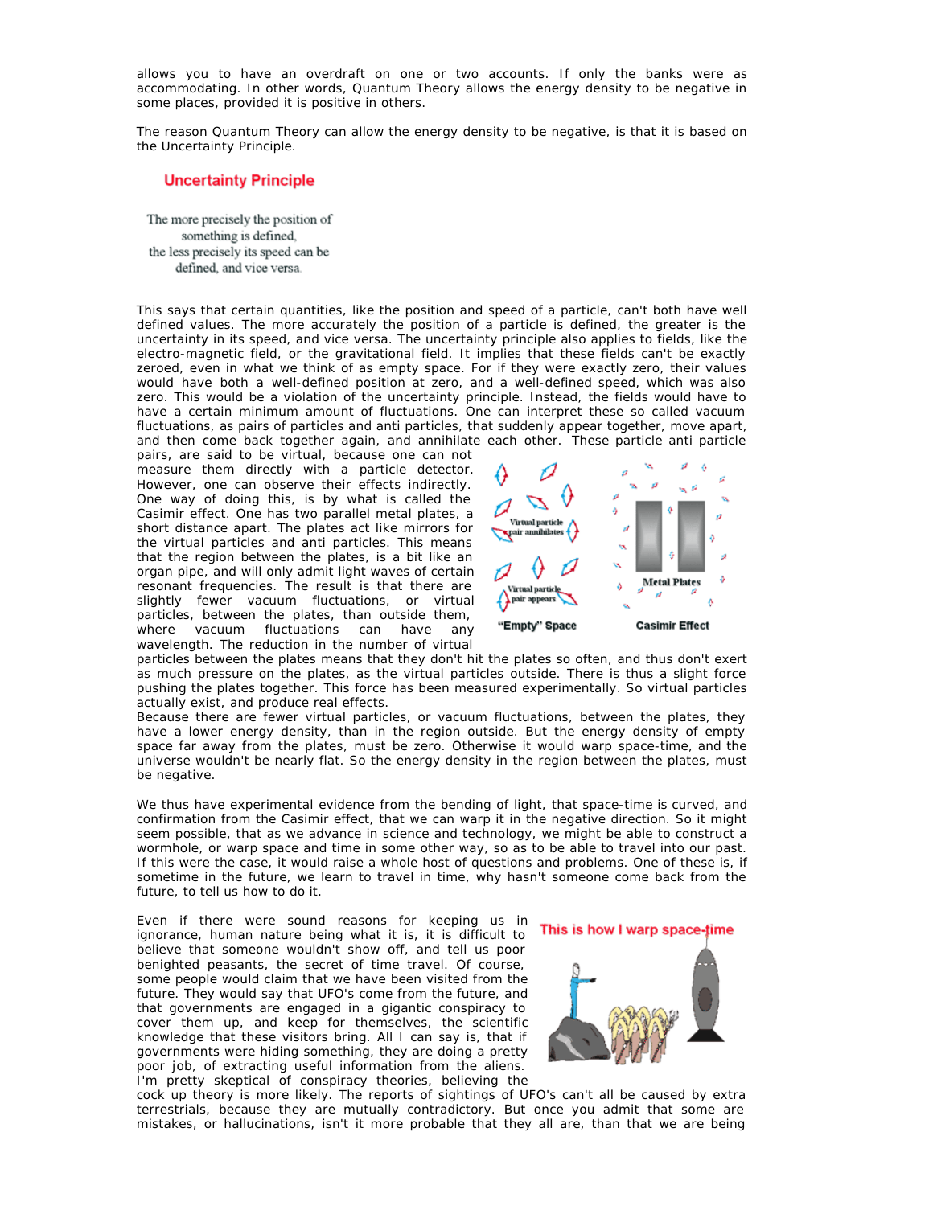allows you to have an overdraft on one or two accounts. If only the banks were as accommodating. In other words, Quantum Theory allows the energy density to be negative in some places, provided it is positive in others.

The reason Quantum Theory can allow the energy density to be negative, is that it is based on the Uncertainty Principle.

**Uncertainty Principle**

The more precisely the position of something is defined, the less precisely its speed can be defined, and vice versa.

This says that certain quantities, like the position and speed of a particle, can't both have well defined values. The more accurately the position of a particle is defined, the greater is the uncertainty in its speed, and vice versa. The uncertainty principle also applies to fields, like the electro-magnetic field, or the gravitational field. It implies that these fields can't be exactly zeroed, even in what we think of as empty space. For if they were exactly zero, their values would have both a well-defined position at zero, and a well-defined speed, which was also zero. This would be a violation of the uncertainty principle. Instead, the fields would have to have a certain minimum amount of fluctuations. One can interpret these so called vacuum fluctuations, as pairs of particles and anti particles, that suddenly appear together, move apart, and then come back together again, and annihilate each other. These particle anti particle pairs, are said to be virtual, because one can not measure them directly with a particle detector. However, one can observe their effects indirectly. One way of doing this, is by what is called the Casimir effect. One has two parallel metal plates, a short distance apart. The plates act like mirrors for the virtual particles and anti particles. This means that the region between the plates, is a bit like an organ pipe, and will only admit light waves of certain resonant frequencies. The result is that there are slightly fewer vacuum fluctuations, or virtual particles, between the plates, than outside them, where vacuum fluctuations can have any wavelength. The reduction in the number of virtual particles between the plates means that they don't hit the plates so often, and thus don't exert as much pressure on the plates, as the virtual particles outside. There is thus a slight force pushing the plates together. This force has been measured experimentally. So virtual particles actually exist, and produce real effects.

Because there are fewer virtual particles, or vacuum fluctuations, between the plates, they have a lower energy density, than in the region outside. But the energy density of empty space far away from the plates, must be zero. Otherwise it would warp space-time, and the universe wouldn't be nearly flat. So the energy density in the region between the plates, must be negative.

We thus have experimental evidence from the bending of light, that space-time is curved, and confirmation from the Casimir effect, that we can warp it in the negative direction. So it might seem possible, that as we advance in science and technology, we might be able to construct a wormhole, or warp space and time in some other way, so as to be able to travel into our past. If this were the case, it would raise a whole host of questions and problems. One of these is, if sometime in the future, we learn to travel in time, why hasn't someone come back from the future, to tell us how to do it.

Even if there were sound reasons for keeping us in ignorance, human nature being what it is, it is difficult to believe that someone wouldn't show off, and tell us poor benighted peasants, the secret of time travel. Of course, some people would claim that we have been visited from the future. They would say that UFO's come from the future, and that governments are engaged in a gigantic conspiracy to cover them up, and keep for themselves, the scientific knowledge that these visitors bring. All I can say is, that if governments were hiding something, they are doing a pretty poor job, of extracting useful information from the aliens. I'm pretty skeptical of conspiracy theories, believing the cock up theory is more likely. The reports of sightings of UFO's can't all be caused by extra terrestrials, because they are mutually contradictory. But once you admit that some are mistakes, or hallucinations, isn't it more probable that they all are, than that we are being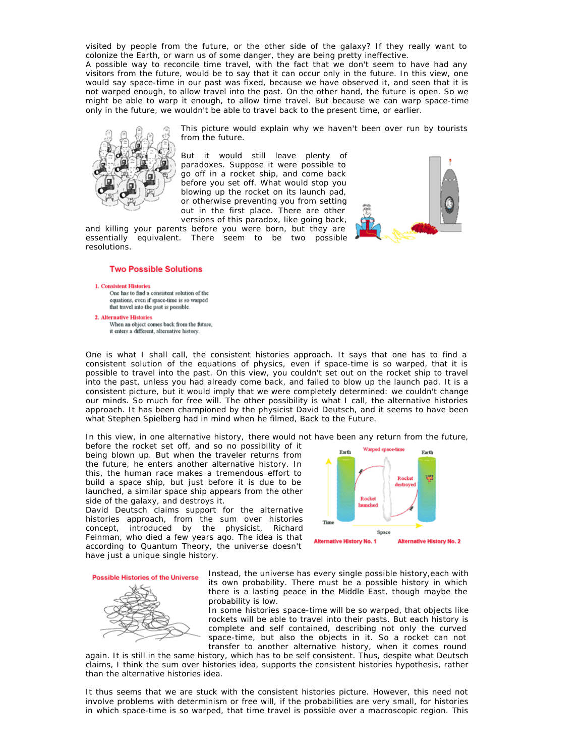visited by people from the future, or the other side of the galaxy? If they really want to colonize the Earth, or warn us of some danger, they are being pretty ineffective.

A possible way to reconcile time travel, with the fact that we don't seem to have had any visitors from the future, would be to say that it can occur only in the future. In this view, one would say space-time in our past was fixed, because we have observed it, and seen that it is not warped enough, to allow travel into the past. On the other hand, the future is open. So we might be able to warp it enough, to allow time travel. But because we can warp space-time only in the future, we wouldn't be able to travel back to the present time, or earlier.

This picture would explain why we haven't been over run by tourists from the future.

But it would still leave plenty of paradoxes. Suppose it were possible to go off in a rocket ship, and come back before you set off. What would stop you blowing up the rocket on its launch pad, or otherwise preventing you from setting out in the first place. There are other versions of this paradox, like going back, and killing your parents before you were born, but they are essentially equivalent. There seem to be two possible resolutions.

## Two Possible Solutions

1. **Consistent Histories**
   One has to find a consistent solution of the equations, even if space-time is so warped that travel into the past is possible.
2. **Alternative Histories**
   When an object comes back from the future, it enters a different, alternative history.

One is what I shall call, the consistent histories approach. It says that one has to find a consistent solution of the equations of physics, even if space-time is so warped, that it is possible to travel into the past. On this view, you couldn't set out on the rocket ship to travel into the past, unless you had already come back, and failed to blow up the launch pad. It is a consistent picture, but it would imply that we were completely determined: we couldn't change our minds. So much for free will. The other possibility is what I call, the alternative histories approach. It has been championed by the physicist David Deutsch, and it seems to have been what Stephen Spielberg had in mind when he filmed, Back to the Future.

In this view, in one alternative history, there would not have been any return from the future, before the rocket set off, and so no possibility of it being blown up. But when the traveler returns from the future, he enters another alternative history. In this, the human race makes a tremendous effort to build a space ship, but just before it is due to be launched, a similar space ship appears from the other side of the galaxy, and destroys it.

David Deutsch claims support for the alternative histories approach, from the sum over histories concept, introduced by the physicist, Richard Feinman, who died a few years ago. The idea is that according to Quantum Theory, the universe doesn't have just a unique single history.

Earth — Warped space-time — Earth; Rocket launched; Rocket destroyed; Time; Space

Alternative History No. 1 — Alternative History No. 2

Possible Histories of the Universe

Instead, the universe has every single possible history, each with its own probability. There must be a possible history in which there is a lasting peace in the Middle East, though maybe the probability is low.

In some histories space-time will be so warped, that objects like rockets will be able to travel into their pasts. But each history is complete and self contained, describing not only the curved space-time, but also the objects in it. So a rocket can not transfer to another alternative history, when it comes round again. It is still in the same history, which has to be self consistent. Thus, despite what Deutsch claims, I think the sum over histories idea, supports the consistent histories hypothesis, rather than the alternative histories idea.

It thus seems that we are stuck with the consistent histories picture. However, this need not involve problems with determinism or free will, if the probabilities are very small, for histories in which space-time is so warped, that time travel is possible over a macroscopic region. This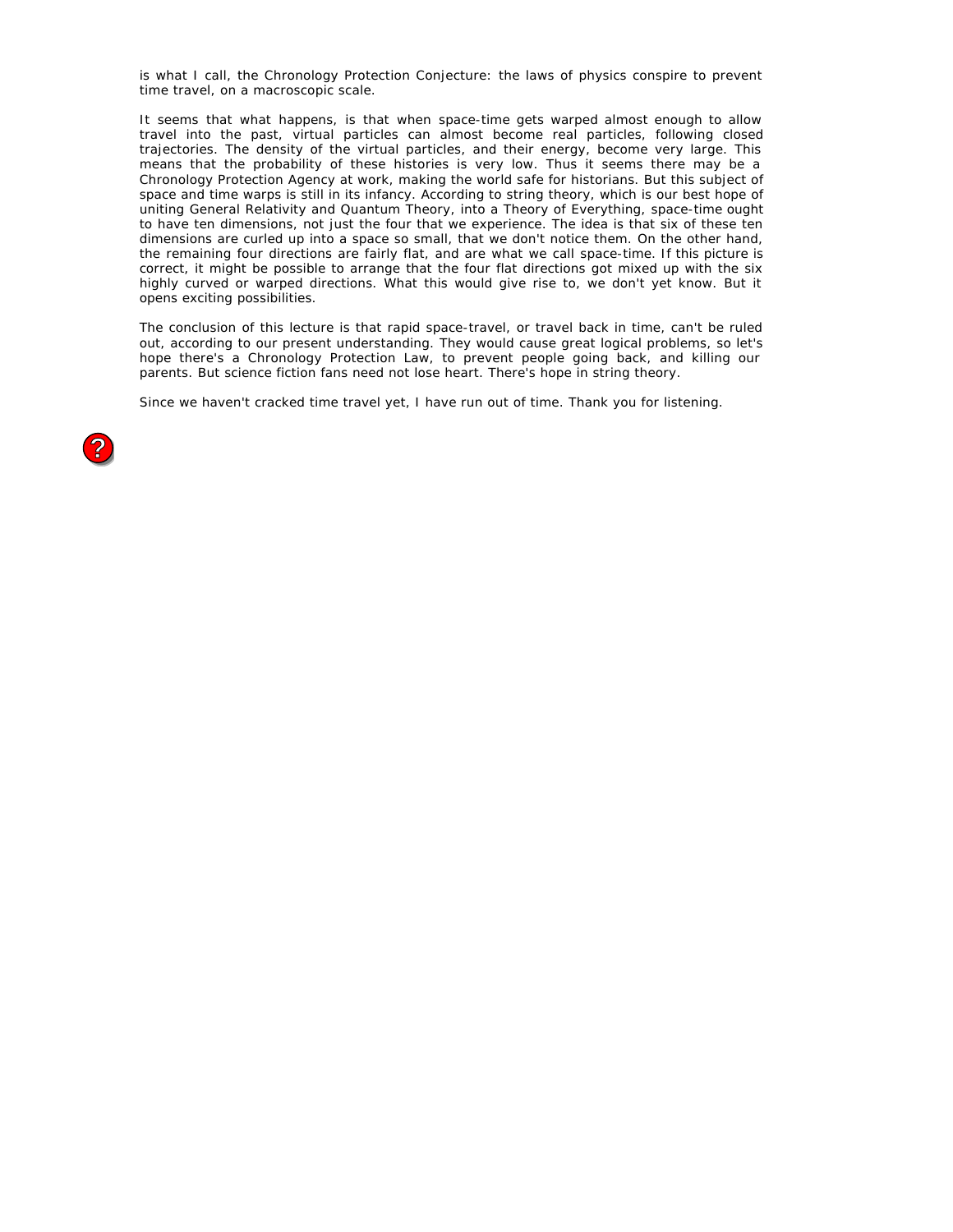is what I call, the Chronology Protection Conjecture: the laws of physics conspire to prevent time travel, on a macroscopic scale.

It seems that what happens, is that when space-time gets warped almost enough to allow travel into the past, virtual particles can almost become real particles, following closed trajectories. The density of the virtual particles, and their energy, become very large. This means that the probability of these histories is very low. Thus it seems there may be a Chronology Protection Agency at work, making the world safe for historians. But this subject of space and time warps is still in its infancy. According to string theory, which is our best hope of uniting General Relativity and Quantum Theory, into a Theory of Everything, space-time ought to have ten dimensions, not just the four that we experience. The idea is that six of these ten dimensions are curled up into a space so small, that we don't notice them. On the other hand, the remaining four directions are fairly flat, and are what we call space-time. If this picture is correct, it might be possible to arrange that the four flat directions got mixed up with the six highly curved or warped directions. What this would give rise to, we don't yet know. But it opens exciting possibilities.

The conclusion of this lecture is that rapid space-travel, or travel back in time, can't be ruled out, according to our present understanding. They would cause great logical problems, so let's hope there's a Chronology Protection Law, to prevent people going back, and killing our parents. But science fiction fans need not lose heart. There's hope in string theory.

Since we haven't cracked time travel yet, I have run out of time. Thank you for listening.